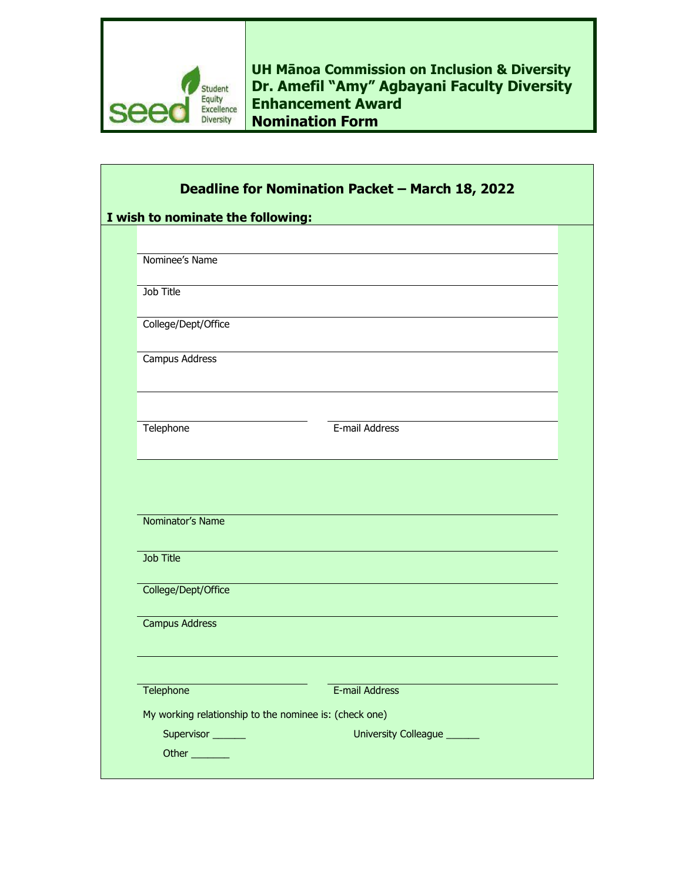Student Equity Excellence Diversity

# UH Mānoa Commission on Inclusion & Diversity
# Dr. Amefil "Amy" Agbayani Faculty Diversity Enhancement Award
# Nomination Form

**Deadline for Nomination Packet – March 18, 2022**

**I wish to nominate the following:**

Nominee's Name

Job Title

College/Dept/Office

Campus Address

Telephone

E-mail Address

Nominator's Name

Job Title

College/Dept/Office

Campus Address

Telephone

E-mail Address

My working relationship to the nominee is: (check one)

Supervisor ______

University Colleague ______

Other _______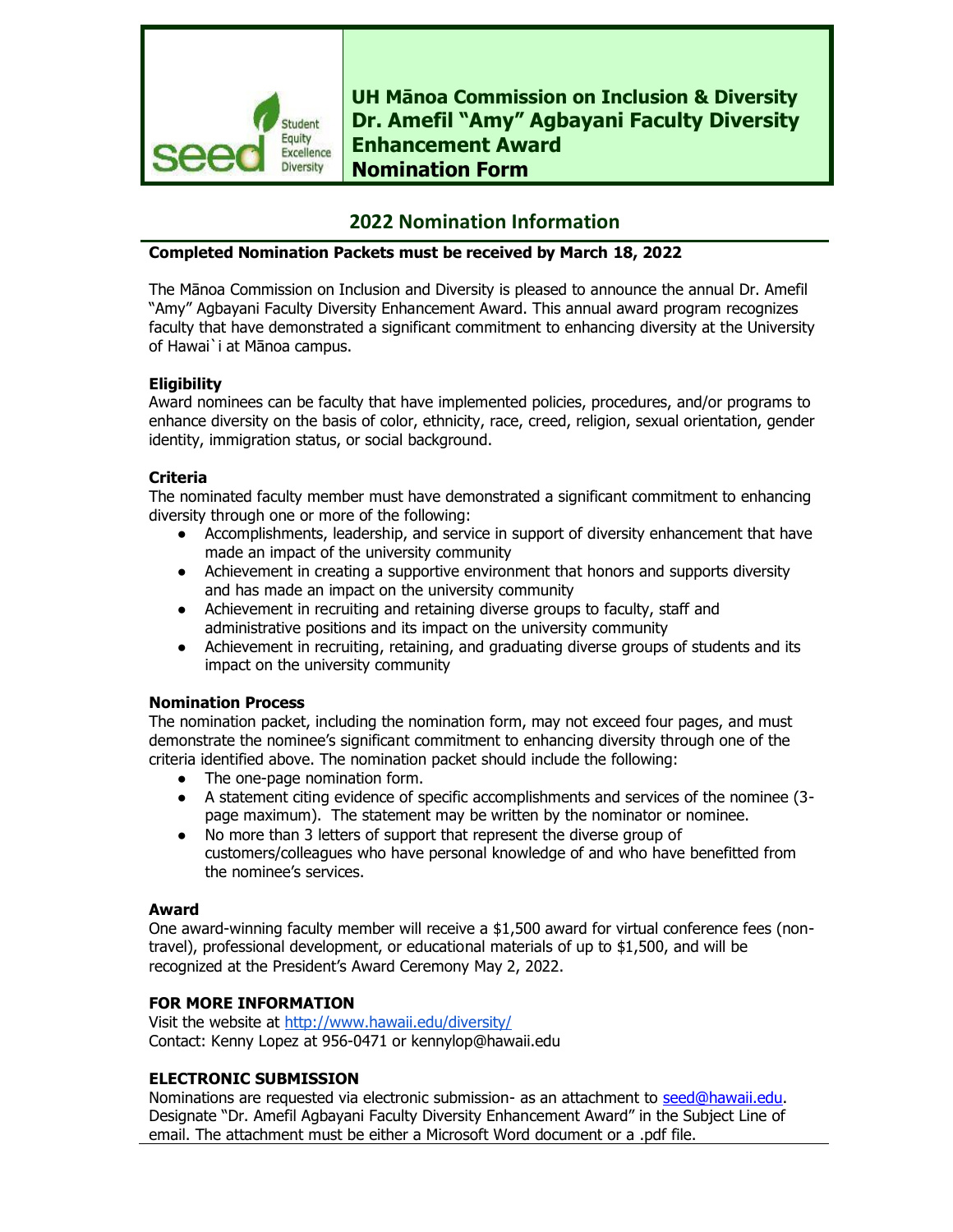# UH Mānoa Commission on Inclusion & Diversity Dr. Amefil "Amy" Agbayani Faculty Diversity Enhancement Award Nomination Form

## 2022 Nomination Information

**Completed Nomination Packets must be received by March 18, 2022**

The Mānoa Commission on Inclusion and Diversity is pleased to announce the annual Dr. Amefil "Amy" Agbayani Faculty Diversity Enhancement Award. This annual award program recognizes faculty that have demonstrated a significant commitment to enhancing diversity at the University of Hawai`i at Mānoa campus.

### Eligibility

Award nominees can be faculty that have implemented policies, procedures, and/or programs to enhance diversity on the basis of color, ethnicity, race, creed, religion, sexual orientation, gender identity, immigration status, or social background.

### Criteria

The nominated faculty member must have demonstrated a significant commitment to enhancing diversity through one or more of the following:

- Accomplishments, leadership, and service in support of diversity enhancement that have made an impact of the university community
- Achievement in creating a supportive environment that honors and supports diversity and has made an impact on the university community
- Achievement in recruiting and retaining diverse groups to faculty, staff and administrative positions and its impact on the university community
- Achievement in recruiting, retaining, and graduating diverse groups of students and its impact on the university community

### Nomination Process

The nomination packet, including the nomination form, may not exceed four pages, and must demonstrate the nominee's significant commitment to enhancing diversity through one of the criteria identified above. The nomination packet should include the following:

- The one-page nomination form.
- A statement citing evidence of specific accomplishments and services of the nominee (3-page maximum). The statement may be written by the nominator or nominee.
- No more than 3 letters of support that represent the diverse group of customers/colleagues who have personal knowledge of and who have benefitted from the nominee's services.

### Award

One award-winning faculty member will receive a $1,500 award for virtual conference fees (non-travel), professional development, or educational materials of up to $1,500, and will be recognized at the President's Award Ceremony May 2, 2022.

### FOR MORE INFORMATION

Visit the website at http://www.hawaii.edu/diversity/
Contact: Kenny Lopez at 956-0471 or kennylop@hawaii.edu

### ELECTRONIC SUBMISSION

Nominations are requested via electronic submission- as an attachment to seed@hawaii.edu. Designate "Dr. Amefil Agbayani Faculty Diversity Enhancement Award" in the Subject Line of email. The attachment must be either a Microsoft Word document or a .pdf file.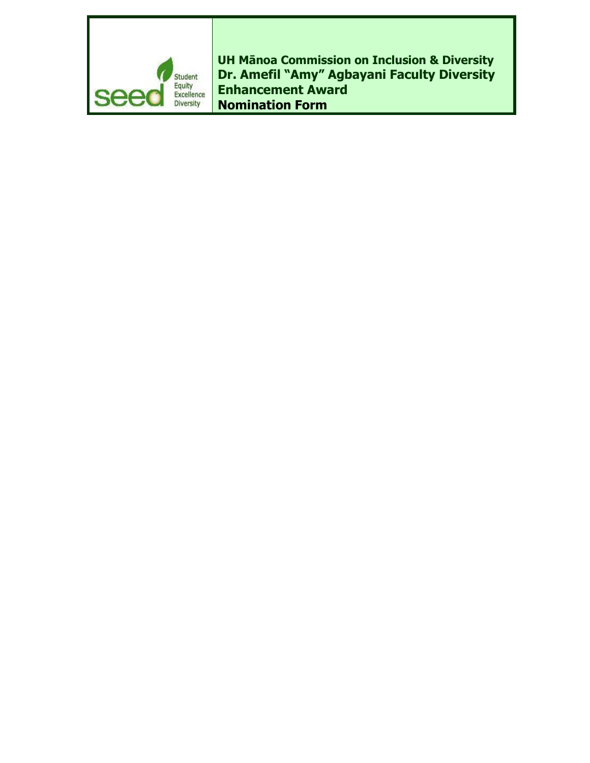seed

Student
Equity
Excellence
Diversity

**UH Mānoa Commission on Inclusion & Diversity**
**Dr. Amefil "Amy" Agbayani Faculty Diversity Enhancement Award**
**Nomination Form**